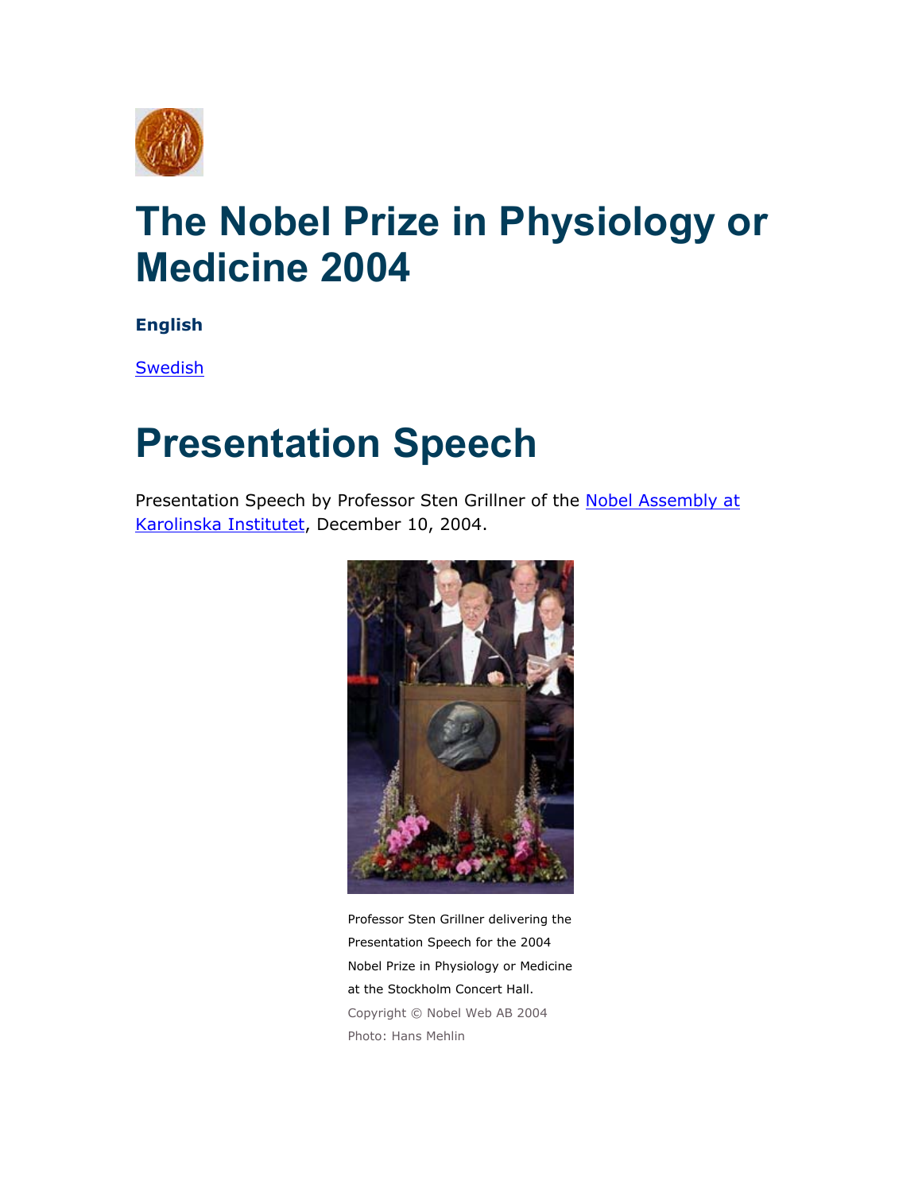# The Nobel Prize in Physiology or Medicine 2004

**English**

Swedish

# Presentation Speech

Presentation Speech by Professor Sten Grillner of the Nobel Assembly at Karolinska Institutet, December 10, 2004.

Professor Sten Grillner delivering the Presentation Speech for the 2004 Nobel Prize in Physiology or Medicine at the Stockholm Concert Hall.

Copyright © Nobel Web AB 2004

Photo: Hans Mehlin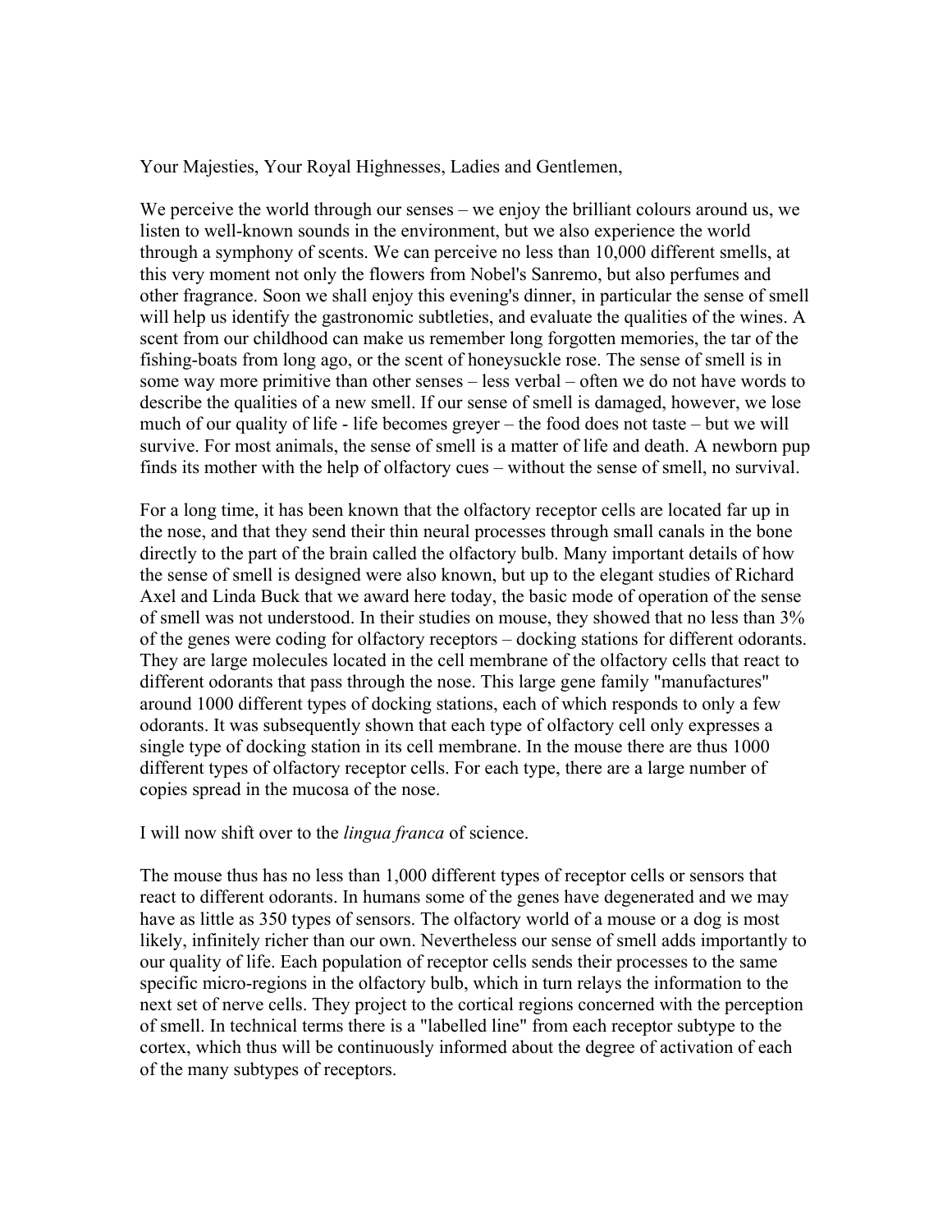Your Majesties, Your Royal Highnesses, Ladies and Gentlemen,

We perceive the world through our senses – we enjoy the brilliant colours around us, we listen to well-known sounds in the environment, but we also experience the world through a symphony of scents. We can perceive no less than 10,000 different smells, at this very moment not only the flowers from Nobel's Sanremo, but also perfumes and other fragrance. Soon we shall enjoy this evening's dinner, in particular the sense of smell will help us identify the gastronomic subtleties, and evaluate the qualities of the wines. A scent from our childhood can make us remember long forgotten memories, the tar of the fishing-boats from long ago, or the scent of honeysuckle rose. The sense of smell is in some way more primitive than other senses – less verbal – often we do not have words to describe the qualities of a new smell. If our sense of smell is damaged, however, we lose much of our quality of life - life becomes greyer – the food does not taste – but we will survive. For most animals, the sense of smell is a matter of life and death. A newborn pup finds its mother with the help of olfactory cues – without the sense of smell, no survival.

For a long time, it has been known that the olfactory receptor cells are located far up in the nose, and that they send their thin neural processes through small canals in the bone directly to the part of the brain called the olfactory bulb. Many important details of how the sense of smell is designed were also known, but up to the elegant studies of Richard Axel and Linda Buck that we award here today, the basic mode of operation of the sense of smell was not understood. In their studies on mouse, they showed that no less than 3% of the genes were coding for olfactory receptors – docking stations for different odorants. They are large molecules located in the cell membrane of the olfactory cells that react to different odorants that pass through the nose. This large gene family "manufactures" around 1000 different types of docking stations, each of which responds to only a few odorants. It was subsequently shown that each type of olfactory cell only expresses a single type of docking station in its cell membrane. In the mouse there are thus 1000 different types of olfactory receptor cells. For each type, there are a large number of copies spread in the mucosa of the nose.

I will now shift over to the *lingua franca* of science.

The mouse thus has no less than 1,000 different types of receptor cells or sensors that react to different odorants. In humans some of the genes have degenerated and we may have as little as 350 types of sensors. The olfactory world of a mouse or a dog is most likely, infinitely richer than our own. Nevertheless our sense of smell adds importantly to our quality of life. Each population of receptor cells sends their processes to the same specific micro-regions in the olfactory bulb, which in turn relays the information to the next set of nerve cells. They project to the cortical regions concerned with the perception of smell. In technical terms there is a "labelled line" from each receptor subtype to the cortex, which thus will be continuously informed about the degree of activation of each of the many subtypes of receptors.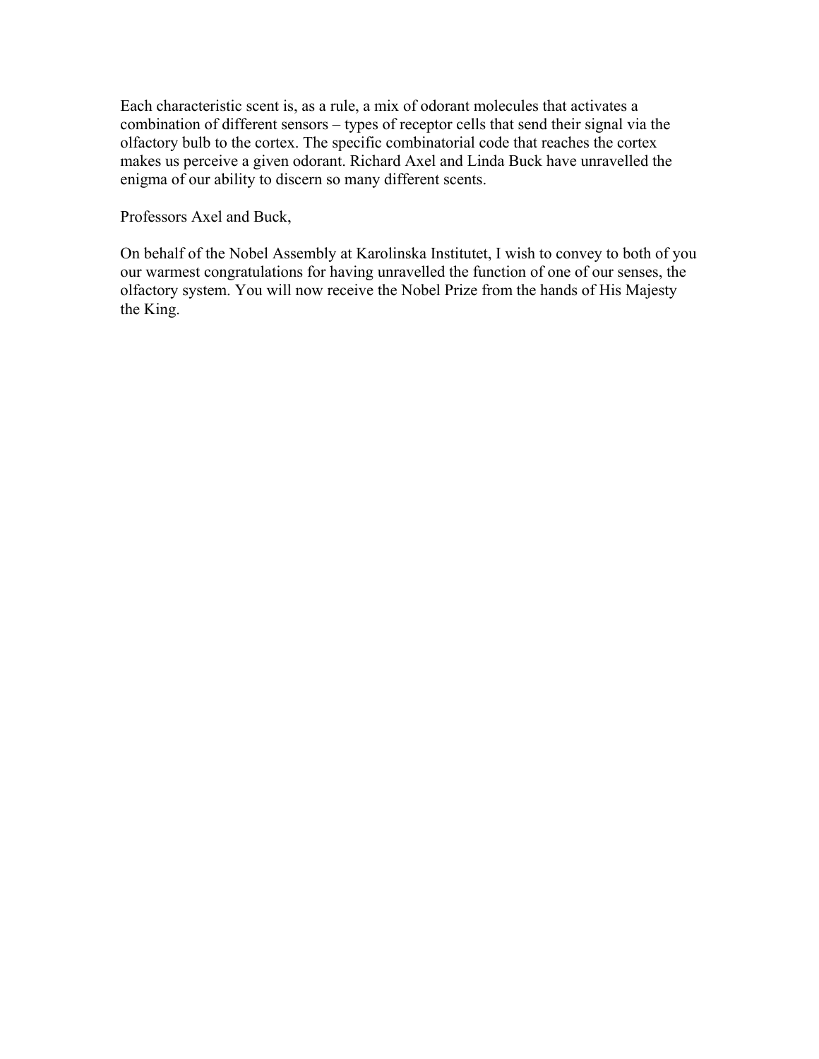Each characteristic scent is, as a rule, a mix of odorant molecules that activates a combination of different sensors – types of receptor cells that send their signal via the olfactory bulb to the cortex. The specific combinatorial code that reaches the cortex makes us perceive a given odorant. Richard Axel and Linda Buck have unravelled the enigma of our ability to discern so many different scents.

Professors Axel and Buck,

On behalf of the Nobel Assembly at Karolinska Institutet, I wish to convey to both of you our warmest congratulations for having unravelled the function of one of our senses, the olfactory system. You will now receive the Nobel Prize from the hands of His Majesty the King.